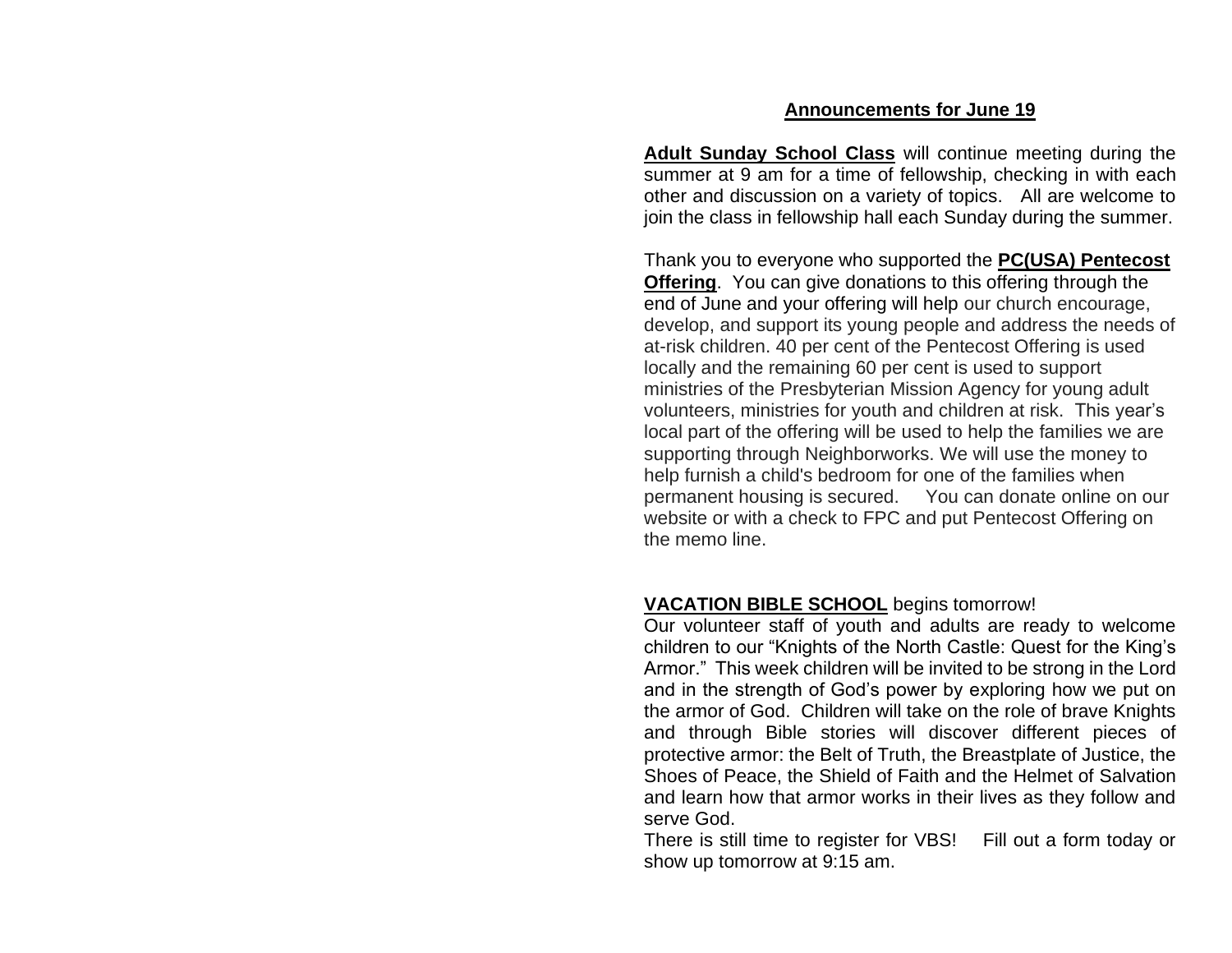## Announcements for June 19

**Adult Sunday School Class** will continue meeting during the summer at 9 am for a time of fellowship, checking in with each other and discussion on a variety of topics. All are welcome to join the class in fellowship hall each Sunday during the summer.

Thank you to everyone who supported the **PC(USA) Pentecost Offering**. You can give donations to this offering through the end of June and your offering will help our church encourage, develop, and support its young people and address the needs of at-risk children. 40 per cent of the Pentecost Offering is used locally and the remaining 60 per cent is used to support ministries of the Presbyterian Mission Agency for young adult volunteers, ministries for youth and children at risk. This year's local part of the offering will be used to help the families we are supporting through Neighborworks. We will use the money to help furnish a child's bedroom for one of the families when permanent housing is secured. You can donate online on our website or with a check to FPC and put Pentecost Offering on the memo line.

**VACATION BIBLE SCHOOL** begins tomorrow!
Our volunteer staff of youth and adults are ready to welcome children to our "Knights of the North Castle: Quest for the King's Armor." This week children will be invited to be strong in the Lord and in the strength of God's power by exploring how we put on the armor of God. Children will take on the role of brave Knights and through Bible stories will discover different pieces of protective armor: the Belt of Truth, the Breastplate of Justice, the Shoes of Peace, the Shield of Faith and the Helmet of Salvation and learn how that armor works in their lives as they follow and serve God.
There is still time to register for VBS! Fill out a form today or show up tomorrow at 9:15 am.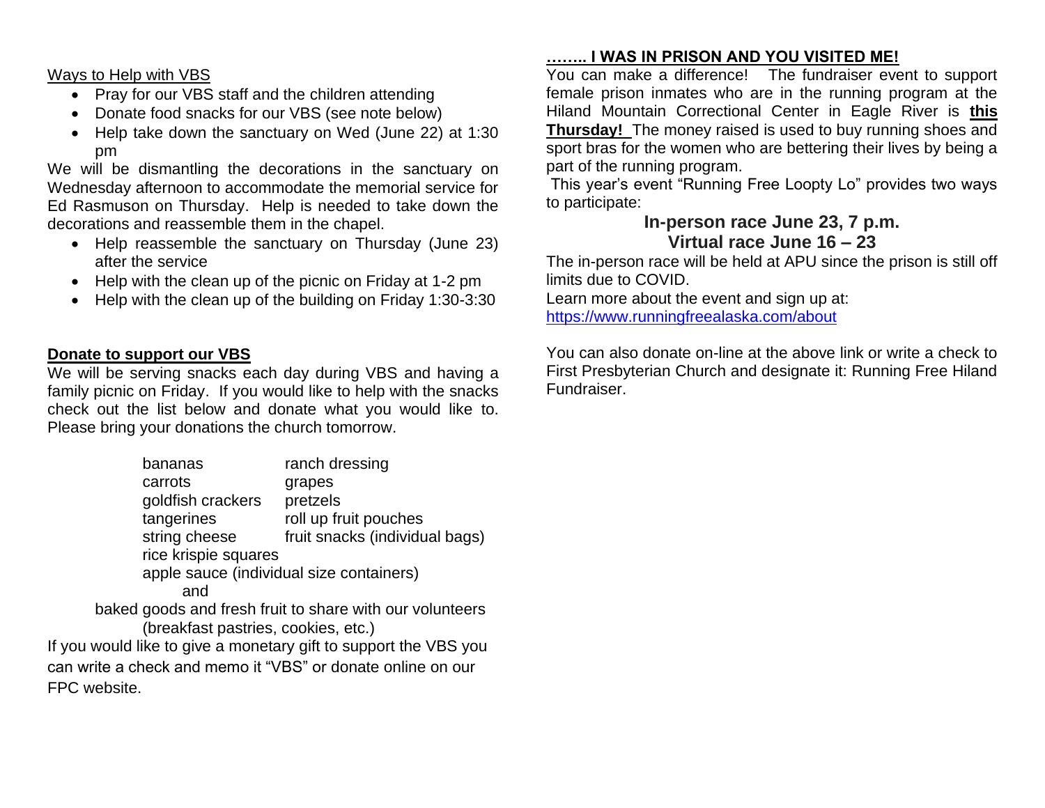Ways to Help with VBS

- Pray for our VBS staff and the children attending
- Donate food snacks for our VBS (see note below)
- Help take down the sanctuary on Wed (June 22) at 1:30 pm

We will be dismantling the decorations in the sanctuary on Wednesday afternoon to accommodate the memorial service for Ed Rasmuson on Thursday. Help is needed to take down the decorations and reassemble them in the chapel.

- Help reassemble the sanctuary on Thursday (June 23) after the service
- Help with the clean up of the picnic on Friday at 1-2 pm
- Help with the clean up of the building on Friday 1:30-3:30

**Donate to support our VBS**

We will be serving snacks each day during VBS and having a family picnic on Friday. If you would like to help with the snacks check out the list below and donate what you would like to. Please bring your donations the church tomorrow.

| | |
|---|---|
| bananas | ranch dressing |
| carrots | grapes |
| goldfish crackers | pretzels |
| tangerines | roll up fruit pouches |
| string cheese | fruit snacks (individual bags) |
| rice krispie squares | |

apple sauce (individual size containers)

and

baked goods and fresh fruit to share with our volunteers (breakfast pastries, cookies, etc.)

If you would like to give a monetary gift to support the VBS you can write a check and memo it "VBS" or donate online on our FPC website.

**…….. I WAS IN PRISON AND YOU VISITED ME!**

You can make a difference! The fundraiser event to support female prison inmates who are in the running program at the Hiland Mountain Correctional Center in Eagle River is **this Thursday!** The money raised is used to buy running shoes and sport bras for the women who are bettering their lives by being a part of the running program.

This year's event "Running Free Loopty Lo" provides two ways to participate:

**In-person race June 23, 7 p.m.**

**Virtual race June 16 – 23**

The in-person race will be held at APU since the prison is still off limits due to COVID.

Learn more about the event and sign up at:
https://www.runningfreealaska.com/about

You can also donate on-line at the above link or write a check to First Presbyterian Church and designate it: Running Free Hiland Fundraiser.